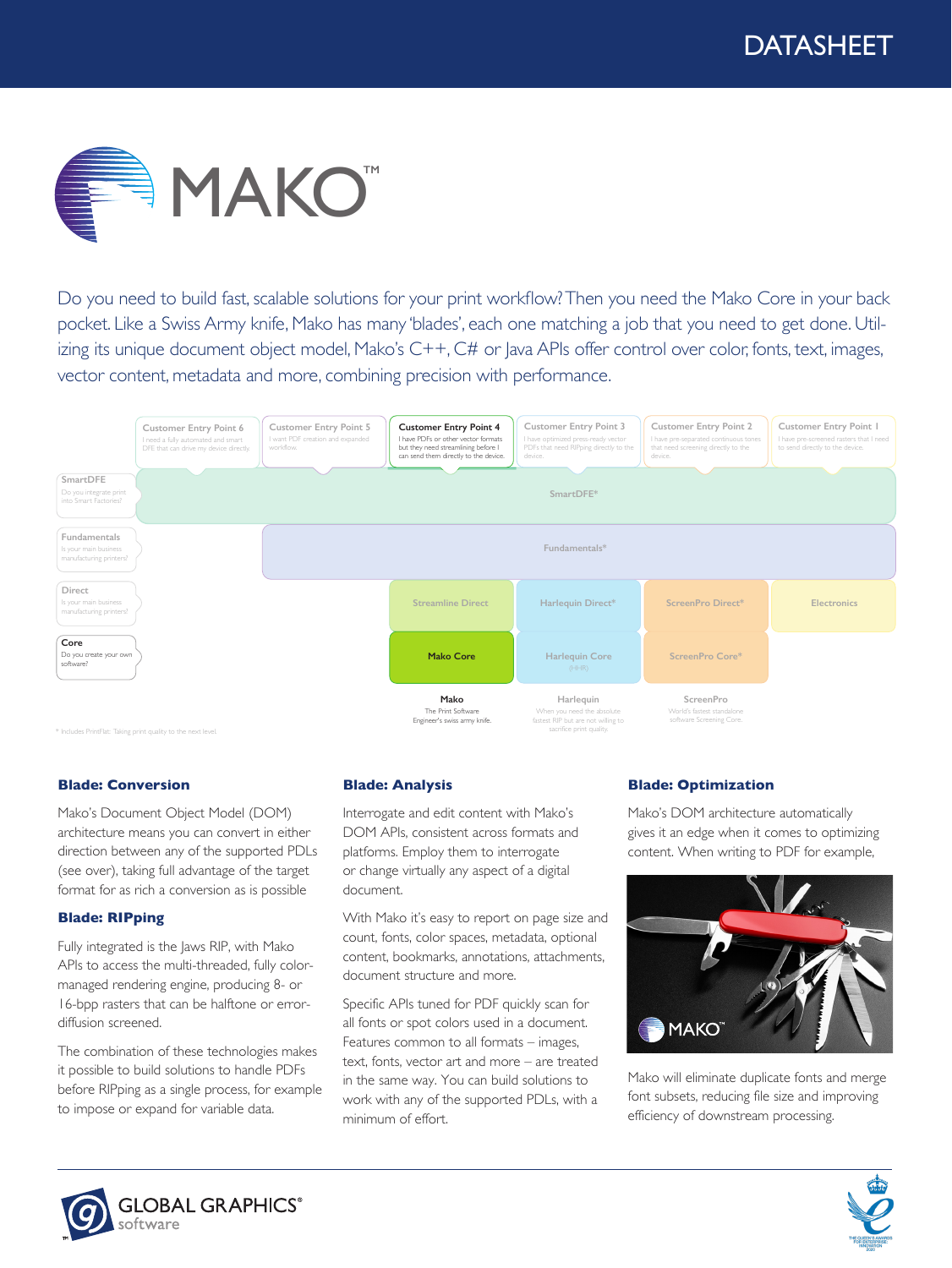DATASHEET

# MAKO™

Do you need to build fast, scalable solutions for your print workflow? Then you need the Mako Core in your back pocket. Like a Swiss Army knife, Mako has many 'blades', each one matching a job that you need to get done. Utilizing its unique document object model, Mako's C++, C# or Java APIs offer control over color, fonts, text, images, vector content, metadata and more, combining precision with performance.

| | Customer Entry Point 6<br>I need a fully automated and smart DFE that can drive my device directly | Customer Entry Point 5<br>I want PDF creation and expanded workflow | Customer Entry Point 4<br>I have PDFs or other vector formats but they need streamlining before I can send them directly to the device. | Customer Entry Point 3<br>I have optimized press-ready vector PDFs that need RIPping directly to the device. | Customer Entry Point 2<br>I have pre-separated continuous tones that need screening directly to the device. | Customer Entry Point 1<br>I have pre-screened rasters that I need to send directly to the device. |
|---|---|---|---|---|---|---|
| SmartDFE<br>Do you integrate print into Smart Factories? | SmartDFE* | | | | | |
| Fundamentals<br>Is your main business manufacturing printers? | | Fundamentals* | | | | |
| Direct<br>Is your main business manufacturing printers? | | | Streamline Direct | Harlequin Direct* | ScreenPro Direct* | Electronics |
| Core<br>Do you create your own software? | | | Mako Core | Harlequin Core (HHR) | ScreenPro Core* | |
| | | | Mako<br>The Print Software Engineer's swiss army knife. | Harlequin<br>When you need the absolute fastest RIP but are not willing to sacrifice print quality. | ScreenPro<br>World's fastest standalone software Screening Core. | |

\* Includes PrintFlat: Taking print quality to the next level.

### Blade: Conversion

Mako's Document Object Model (DOM) architecture means you can convert in either direction between any of the supported PDLs (see over), taking full advantage of the target format for as rich a conversion as is possible

### Blade: RIPping

Fully integrated is the Jaws RIP, with Mako APIs to access the multi-threaded, fully color-managed rendering engine, producing 8- or 16-bpp rasters that can be halftone or error-diffusion screened.

The combination of these technologies makes it possible to build solutions to handle PDFs before RIPping as a single process, for example to impose or expand for variable data.

### Blade: Analysis

Interrogate and edit content with Mako's DOM APIs, consistent across formats and platforms. Employ them to interrogate or change virtually any aspect of a digital document.

With Mako it's easy to report on page size and count, fonts, color spaces, metadata, optional content, bookmarks, annotations, attachments, document structure and more.

Specific APIs tuned for PDF quickly scan for all fonts or spot colors used in a document. Features common to all formats – images, text, fonts, vector art and more – are treated in the same way. You can build solutions to work with any of the supported PDLs, with a minimum of effort.

### Blade: Optimization

Mako's DOM architecture automatically gives it an edge when it comes to optimizing content. When writing to PDF for example, Mako will eliminate duplicate fonts and merge font subsets, reducing file size and improving efficiency of downstream processing.

GLOBAL GRAPHICS® software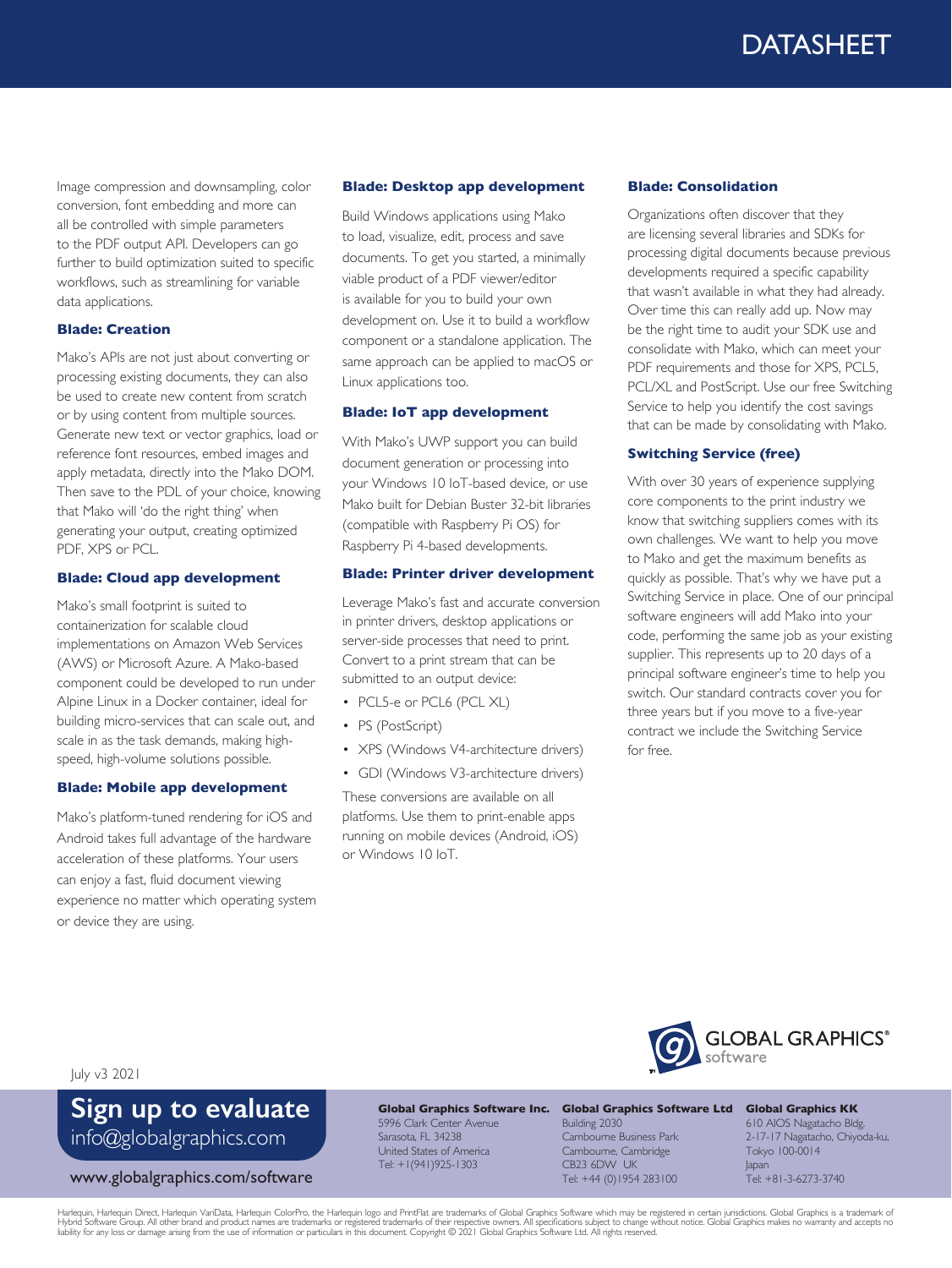Image compression and downsampling, color conversion, font embedding and more can all be controlled with simple parameters to the PDF output API. Developers can go further to build optimization suited to specific workflows, such as streamlining for variable data applications.

### Blade: Creation

Mako's APIs are not just about converting or processing existing documents, they can also be used to create new content from scratch or by using content from multiple sources. Generate new text or vector graphics, load or reference font resources, embed images and apply metadata, directly into the Mako DOM. Then save to the PDL of your choice, knowing that Mako will 'do the right thing' when generating your output, creating optimized PDF, XPS or PCL.

### Blade: Cloud app development

Mako's small footprint is suited to containerization for scalable cloud implementations on Amazon Web Services (AWS) or Microsoft Azure. A Mako-based component could be developed to run under Alpine Linux in a Docker container, ideal for building micro-services that can scale out, and scale in as the task demands, making high-speed, high-volume solutions possible.

### Blade: Mobile app development

Mako's platform-tuned rendering for iOS and Android takes full advantage of the hardware acceleration of these platforms. Your users can enjoy a fast, fluid document viewing experience no matter which operating system or device they are using.

### Blade: Desktop app development

Build Windows applications using Mako to load, visualize, edit, process and save documents. To get you started, a minimally viable product of a PDF viewer/editor is available for you to build your own development on. Use it to build a workflow component or a standalone application. The same approach can be applied to macOS or Linux applications too.

### Blade: IoT app development

With Mako's UWP support you can build document generation or processing into your Windows 10 IoT-based device, or use Mako built for Debian Buster 32-bit libraries (compatible with Raspberry Pi OS) for Raspberry Pi 4-based developments.

### Blade: Printer driver development

Leverage Mako's fast and accurate conversion in printer drivers, desktop applications or server-side processes that need to print. Convert to a print stream that can be submitted to an output device:

- PCL5-e or PCL6 (PCL XL)
- PS (PostScript)
- XPS (Windows V4-architecture drivers)
- GDI (Windows V3-architecture drivers)

These conversions are available on all platforms. Use them to print-enable apps running on mobile devices (Android, iOS) or Windows 10 IoT.

### Blade: Consolidation

Organizations often discover that they are licensing several libraries and SDKs for processing digital documents because previous developments required a specific capability that wasn't available in what they had already. Over time this can really add up. Now may be the right time to audit your SDK use and consolidate with Mako, which can meet your PDF requirements and those for XPS, PCL5, PCL/XL and PostScript. Use our free Switching Service to help you identify the cost savings that can be made by consolidating with Mako.

### Switching Service (free)

With over 30 years of experience supplying core components to the print industry we know that switching suppliers comes with its own challenges. We want to help you move to Mako and get the maximum benefits as quickly as possible. That's why we have put a Switching Service in place. One of our principal software engineers will add Mako into your code, performing the same job as your existing supplier. This represents up to 20 days of a principal software engineer's time to help you switch. Our standard contracts cover you for three years but if you move to a five-year contract we include the Switching Service for free.

GLOBAL GRAPHICS® software

July v3 2021

## Sign up to evaluate

info@globalgraphics.com

www.globalgraphics.com/software

**Global Graphics Software Inc.**
5996 Clark Center Avenue
Sarasota, FL 34238
United States of America
Tel: +1(941)925-1303

**Global Graphics Software Ltd**
Building 2030
Cambourne Business Park
Cambourne, Cambridge
CB23 6DW UK
Tel: +44 (0)1954 283100

**Global Graphics KK**
610 AIOS Nagatacho Bldg,
2-17-17 Nagatacho, Chiyoda-ku,
Tokyo 100-0014
Japan
Tel: +81-3-6273-3740

Harlequin, Harlequin Direct, Harlequin VariData, Harlequin ColorPro, the Harlequin logo and PrintFlat are trademarks of Global Graphics Software which may be registered in certain jurisdictions. Global Graphics is a trademark of Hybrid Software Group. All other brand and product names are trademarks or registered trademarks of their respective owners. All specifications subject to change without notice. Global Graphics makes no warranty and accepts no liability for any loss or damage arising from the use of information or particulars in this document. Copyright © 2021 Global Graphics Software Ltd. All rights reserved.